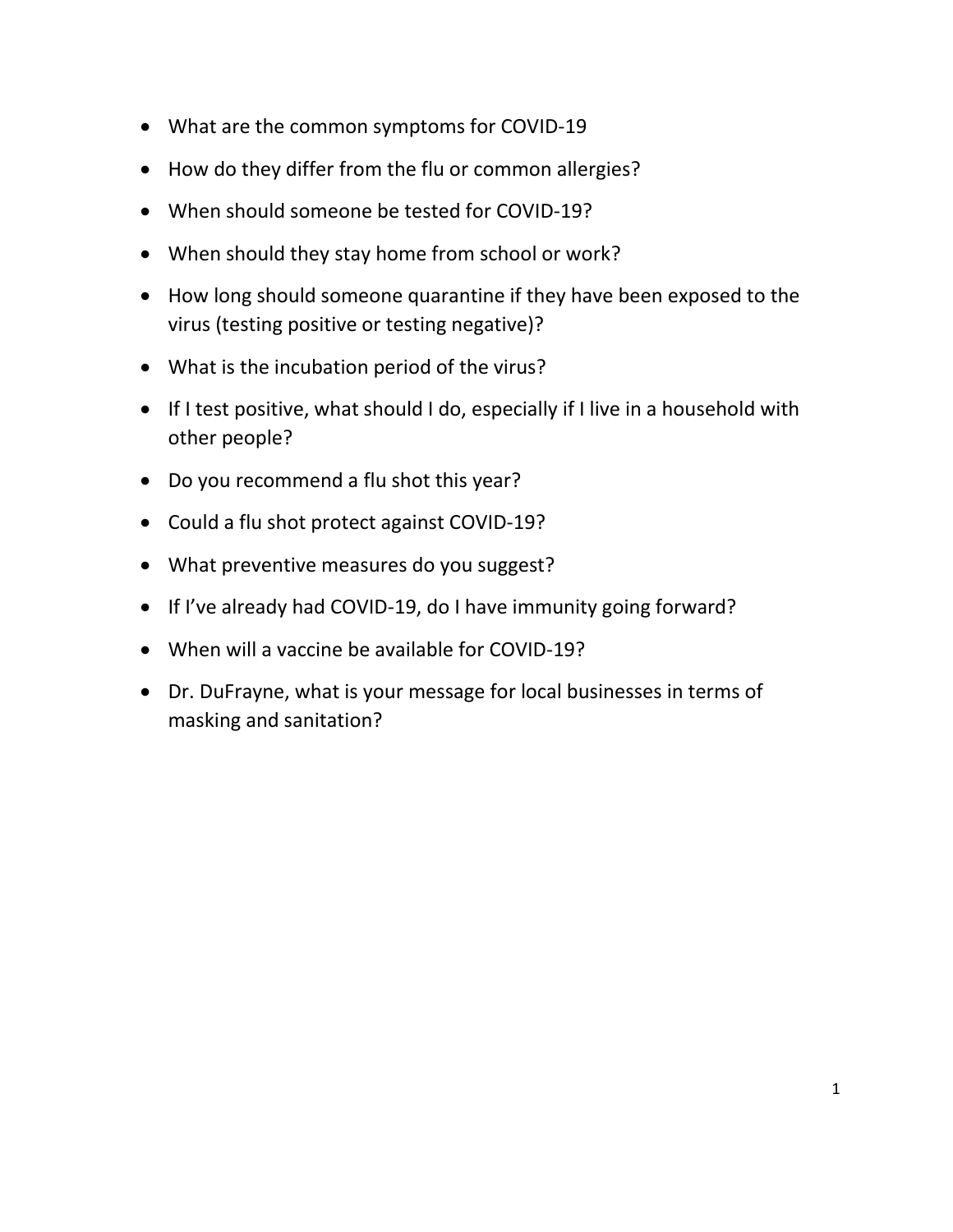- What are the common symptoms for COVID-19
- How do they differ from the flu or common allergies?
- When should someone be tested for COVID-19?
- When should they stay home from school or work?
- How long should someone quarantine if they have been exposed to the virus (testing positive or testing negative)?
- What is the incubation period of the virus?
- If I test positive, what should I do, especially if I live in a household with other people?
- Do you recommend a flu shot this year?
- Could a flu shot protect against COVID-19?
- What preventive measures do you suggest?
- If I've already had COVID-19, do I have immunity going forward?
- When will a vaccine be available for COVID-19?
- Dr. DuFrayne, what is your message for local businesses in terms of masking and sanitation?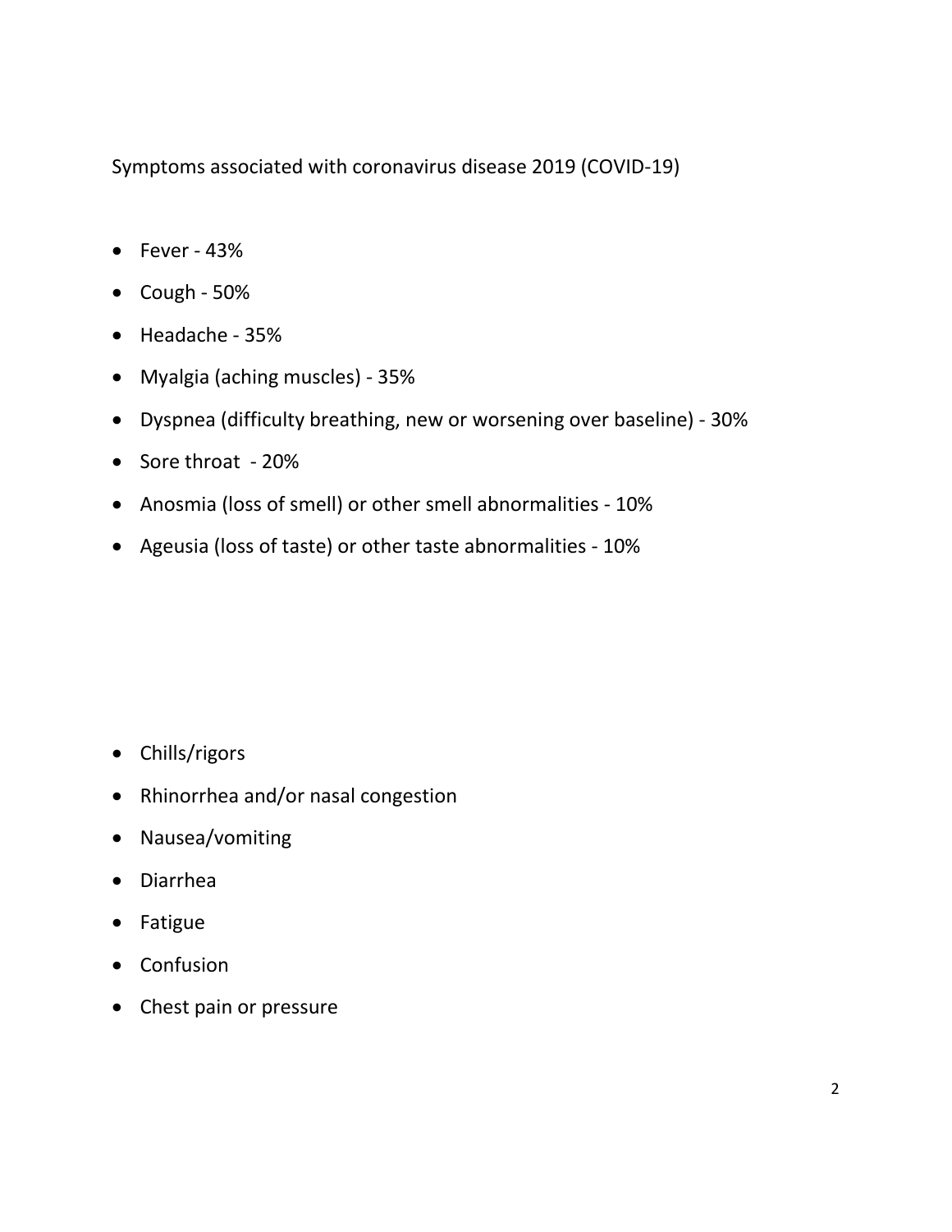Symptoms associated with coronavirus disease 2019 (COVID-19)

- Fever - 43%
- Cough - 50%
- Headache - 35%
- Myalgia (aching muscles) - 35%
- Dyspnea (difficulty breathing, new or worsening over baseline) - 30%
- Sore throat - 20%
- Anosmia (loss of smell) or other smell abnormalities - 10%
- Ageusia (loss of taste) or other taste abnormalities - 10%

- Chills/rigors
- Rhinorrhea and/or nasal congestion
- Nausea/vomiting
- Diarrhea
- Fatigue
- Confusion
- Chest pain or pressure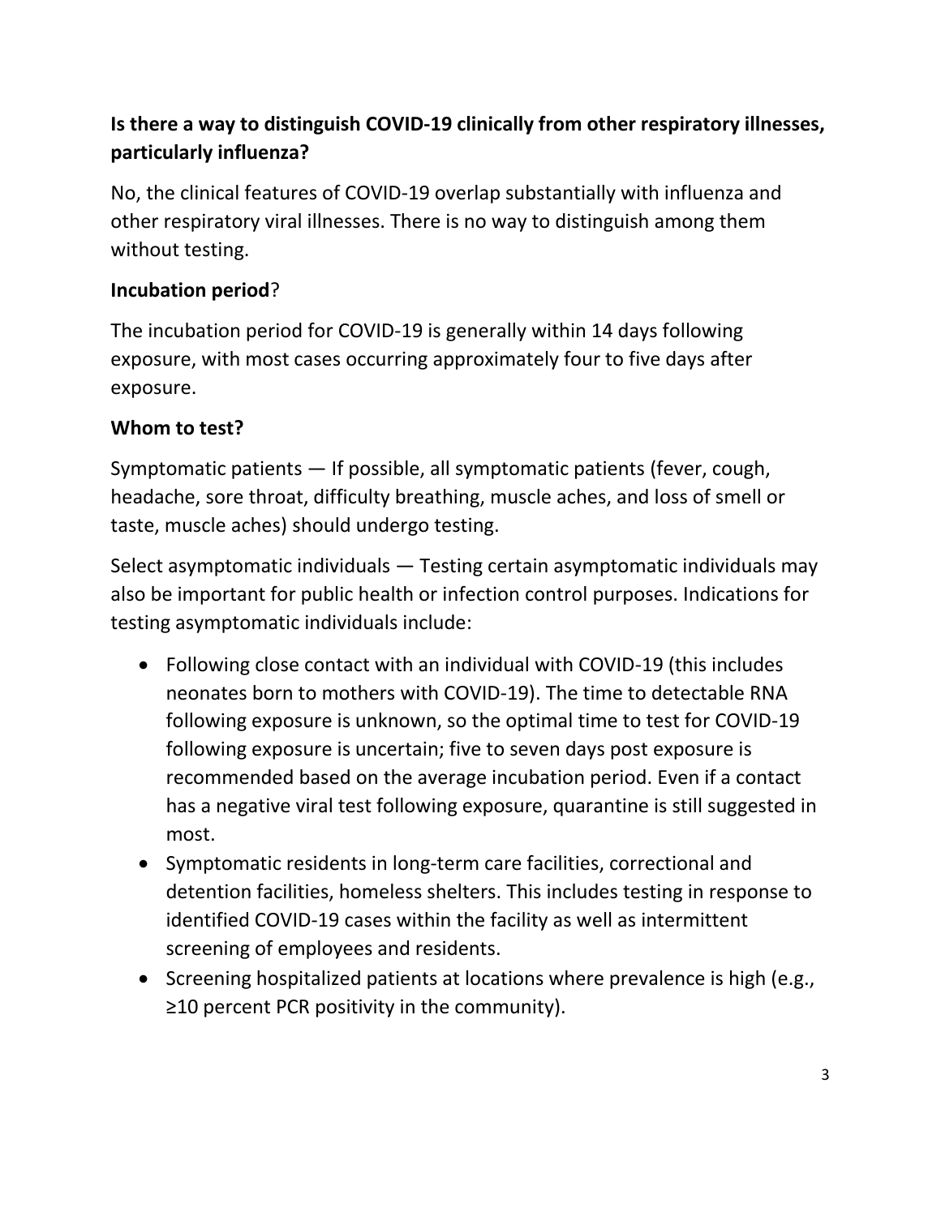**Is there a way to distinguish COVID-19 clinically from other respiratory illnesses, particularly influenza?**

No, the clinical features of COVID-19 overlap substantially with influenza and other respiratory viral illnesses. There is no way to distinguish among them without testing.

**Incubation period**?

The incubation period for COVID-19 is generally within 14 days following exposure, with most cases occurring approximately four to five days after exposure.

**Whom to test?**

Symptomatic patients — If possible, all symptomatic patients (fever, cough, headache, sore throat, difficulty breathing, muscle aches, and loss of smell or taste, muscle aches) should undergo testing.

Select asymptomatic individuals — Testing certain asymptomatic individuals may also be important for public health or infection control purposes. Indications for testing asymptomatic individuals include:

- Following close contact with an individual with COVID-19 (this includes neonates born to mothers with COVID-19). The time to detectable RNA following exposure is unknown, so the optimal time to test for COVID-19 following exposure is uncertain; five to seven days post exposure is recommended based on the average incubation period. Even if a contact has a negative viral test following exposure, quarantine is still suggested in most.
- Symptomatic residents in long-term care facilities, correctional and detention facilities, homeless shelters. This includes testing in response to identified COVID-19 cases within the facility as well as intermittent screening of employees and residents.
- Screening hospitalized patients at locations where prevalence is high (e.g., ≥10 percent PCR positivity in the community).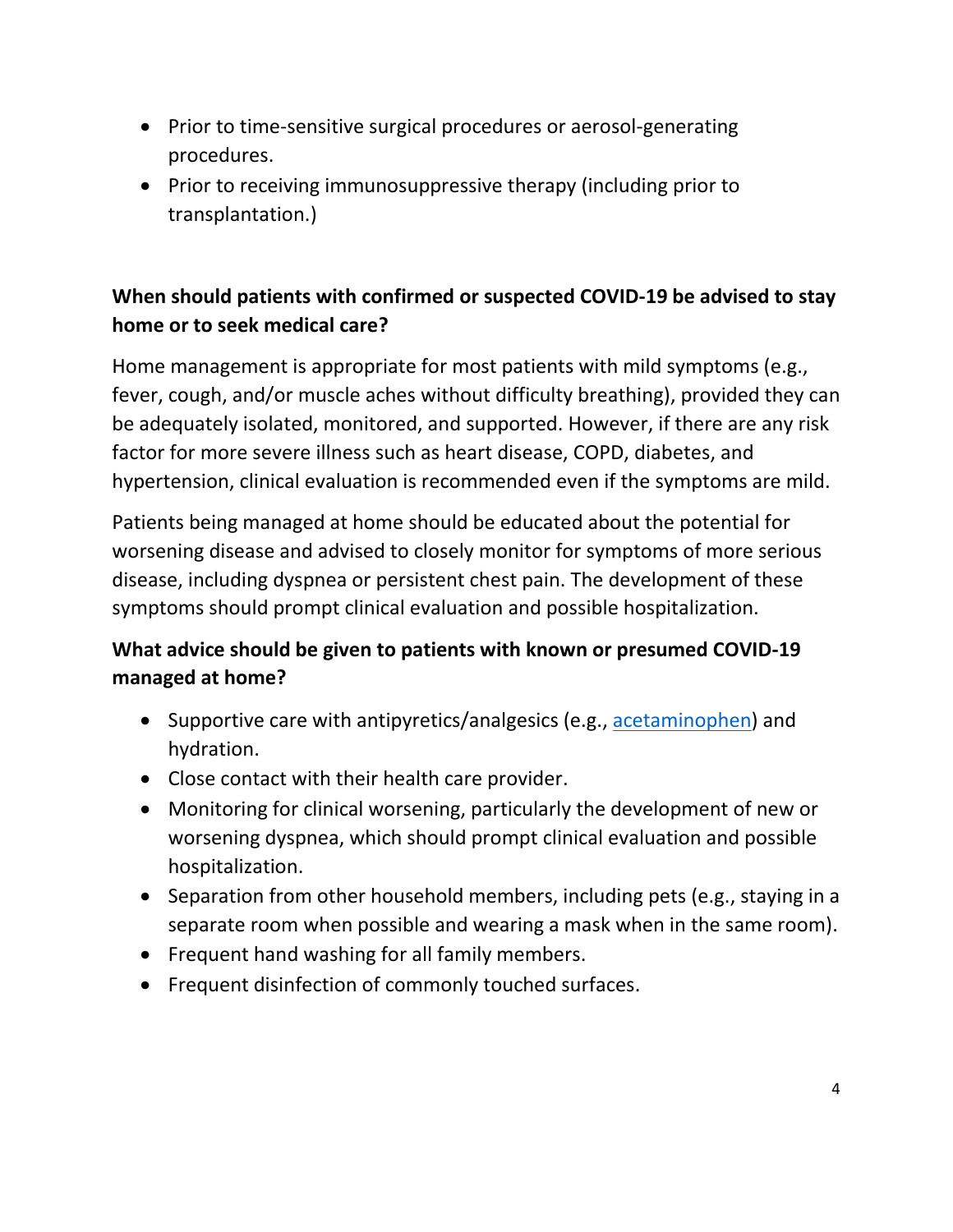- Prior to time-sensitive surgical procedures or aerosol-generating procedures.
- Prior to receiving immunosuppressive therapy (including prior to transplantation.)

**When should patients with confirmed or suspected COVID-19 be advised to stay home or to seek medical care?**

Home management is appropriate for most patients with mild symptoms (e.g., fever, cough, and/or muscle aches without difficulty breathing), provided they can be adequately isolated, monitored, and supported. However, if there are any risk factor for more severe illness such as heart disease, COPD, diabetes, and hypertension, clinical evaluation is recommended even if the symptoms are mild.

Patients being managed at home should be educated about the potential for worsening disease and advised to closely monitor for symptoms of more serious disease, including dyspnea or persistent chest pain. The development of these symptoms should prompt clinical evaluation and possible hospitalization.

**What advice should be given to patients with known or presumed COVID-19 managed at home?**

- Supportive care with antipyretics/analgesics (e.g., acetaminophen) and hydration.
- Close contact with their health care provider.
- Monitoring for clinical worsening, particularly the development of new or worsening dyspnea, which should prompt clinical evaluation and possible hospitalization.
- Separation from other household members, including pets (e.g., staying in a separate room when possible and wearing a mask when in the same room).
- Frequent hand washing for all family members.
- Frequent disinfection of commonly touched surfaces.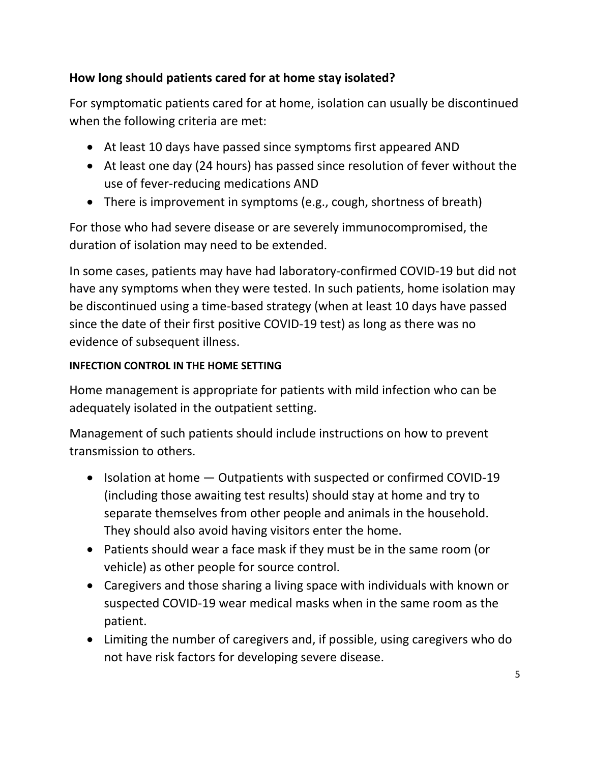### How long should patients cared for at home stay isolated?

For symptomatic patients cared for at home, isolation can usually be discontinued when the following criteria are met:

- At least 10 days have passed since symptoms first appeared AND
- At least one day (24 hours) has passed since resolution of fever without the use of fever-reducing medications AND
- There is improvement in symptoms (e.g., cough, shortness of breath)

For those who had severe disease or are severely immunocompromised, the duration of isolation may need to be extended.

In some cases, patients may have had laboratory-confirmed COVID-19 but did not have any symptoms when they were tested. In such patients, home isolation may be discontinued using a time-based strategy (when at least 10 days have passed since the date of their first positive COVID-19 test) as long as there was no evidence of subsequent illness.

#### INFECTION CONTROL IN THE HOME SETTING

Home management is appropriate for patients with mild infection who can be adequately isolated in the outpatient setting.

Management of such patients should include instructions on how to prevent transmission to others.

- Isolation at home — Outpatients with suspected or confirmed COVID-19 (including those awaiting test results) should stay at home and try to separate themselves from other people and animals in the household. They should also avoid having visitors enter the home.
- Patients should wear a face mask if they must be in the same room (or vehicle) as other people for source control.
- Caregivers and those sharing a living space with individuals with known or suspected COVID-19 wear medical masks when in the same room as the patient.
- Limiting the number of caregivers and, if possible, using caregivers who do not have risk factors for developing severe disease.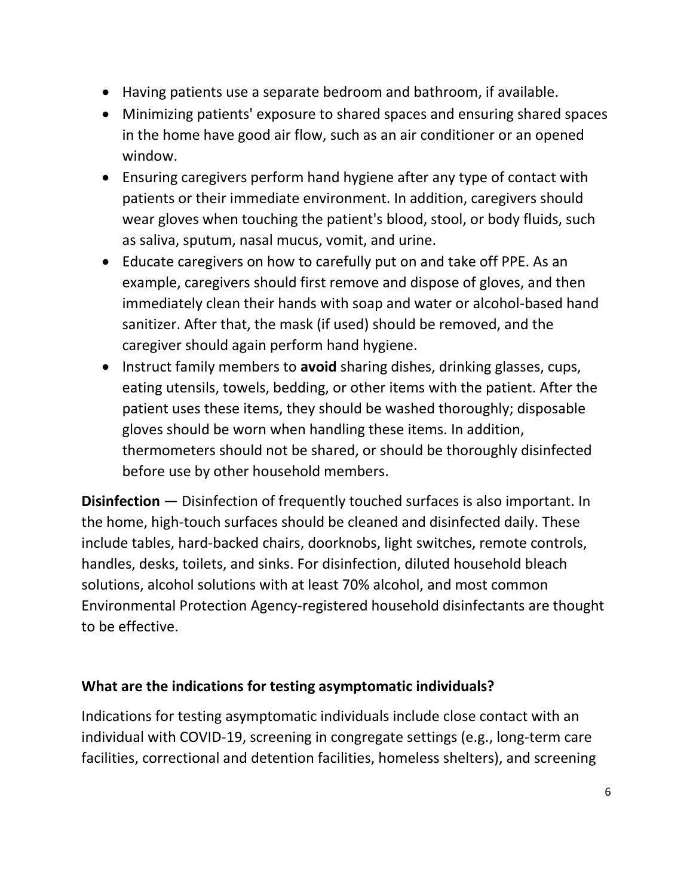- Having patients use a separate bedroom and bathroom, if available.
- Minimizing patients' exposure to shared spaces and ensuring shared spaces in the home have good air flow, such as an air conditioner or an opened window.
- Ensuring caregivers perform hand hygiene after any type of contact with patients or their immediate environment. In addition, caregivers should wear gloves when touching the patient's blood, stool, or body fluids, such as saliva, sputum, nasal mucus, vomit, and urine.
- Educate caregivers on how to carefully put on and take off PPE. As an example, caregivers should first remove and dispose of gloves, and then immediately clean their hands with soap and water or alcohol-based hand sanitizer. After that, the mask (if used) should be removed, and the caregiver should again perform hand hygiene.
- Instruct family members to **avoid** sharing dishes, drinking glasses, cups, eating utensils, towels, bedding, or other items with the patient. After the patient uses these items, they should be washed thoroughly; disposable gloves should be worn when handling these items. In addition, thermometers should not be shared, or should be thoroughly disinfected before use by other household members.

**Disinfection** — Disinfection of frequently touched surfaces is also important. In the home, high-touch surfaces should be cleaned and disinfected daily. These include tables, hard-backed chairs, doorknobs, light switches, remote controls, handles, desks, toilets, and sinks. For disinfection, diluted household bleach solutions, alcohol solutions with at least 70% alcohol, and most common Environmental Protection Agency-registered household disinfectants are thought to be effective.

### What are the indications for testing asymptomatic individuals?

Indications for testing asymptomatic individuals include close contact with an individual with COVID-19, screening in congregate settings (e.g., long-term care facilities, correctional and detention facilities, homeless shelters), and screening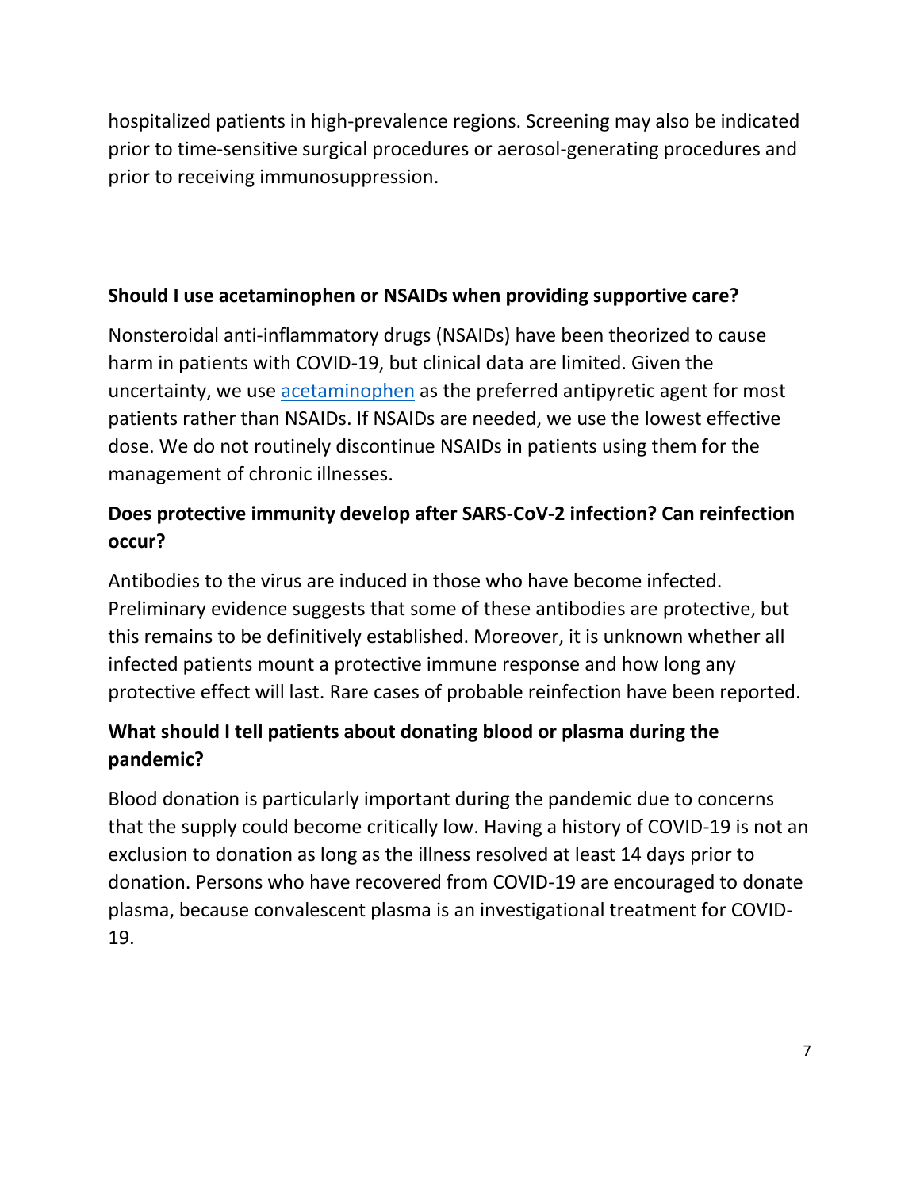hospitalized patients in high-prevalence regions. Screening may also be indicated prior to time-sensitive surgical procedures or aerosol-generating procedures and prior to receiving immunosuppression.

### Should I use acetaminophen or NSAIDs when providing supportive care?

Nonsteroidal anti-inflammatory drugs (NSAIDs) have been theorized to cause harm in patients with COVID-19, but clinical data are limited. Given the uncertainty, we use acetaminophen as the preferred antipyretic agent for most patients rather than NSAIDs. If NSAIDs are needed, we use the lowest effective dose. We do not routinely discontinue NSAIDs in patients using them for the management of chronic illnesses.

### Does protective immunity develop after SARS-CoV-2 infection? Can reinfection occur?

Antibodies to the virus are induced in those who have become infected. Preliminary evidence suggests that some of these antibodies are protective, but this remains to be definitively established. Moreover, it is unknown whether all infected patients mount a protective immune response and how long any protective effect will last. Rare cases of probable reinfection have been reported.

### What should I tell patients about donating blood or plasma during the pandemic?

Blood donation is particularly important during the pandemic due to concerns that the supply could become critically low. Having a history of COVID-19 is not an exclusion to donation as long as the illness resolved at least 14 days prior to donation. Persons who have recovered from COVID-19 are encouraged to donate plasma, because convalescent plasma is an investigational treatment for COVID-19.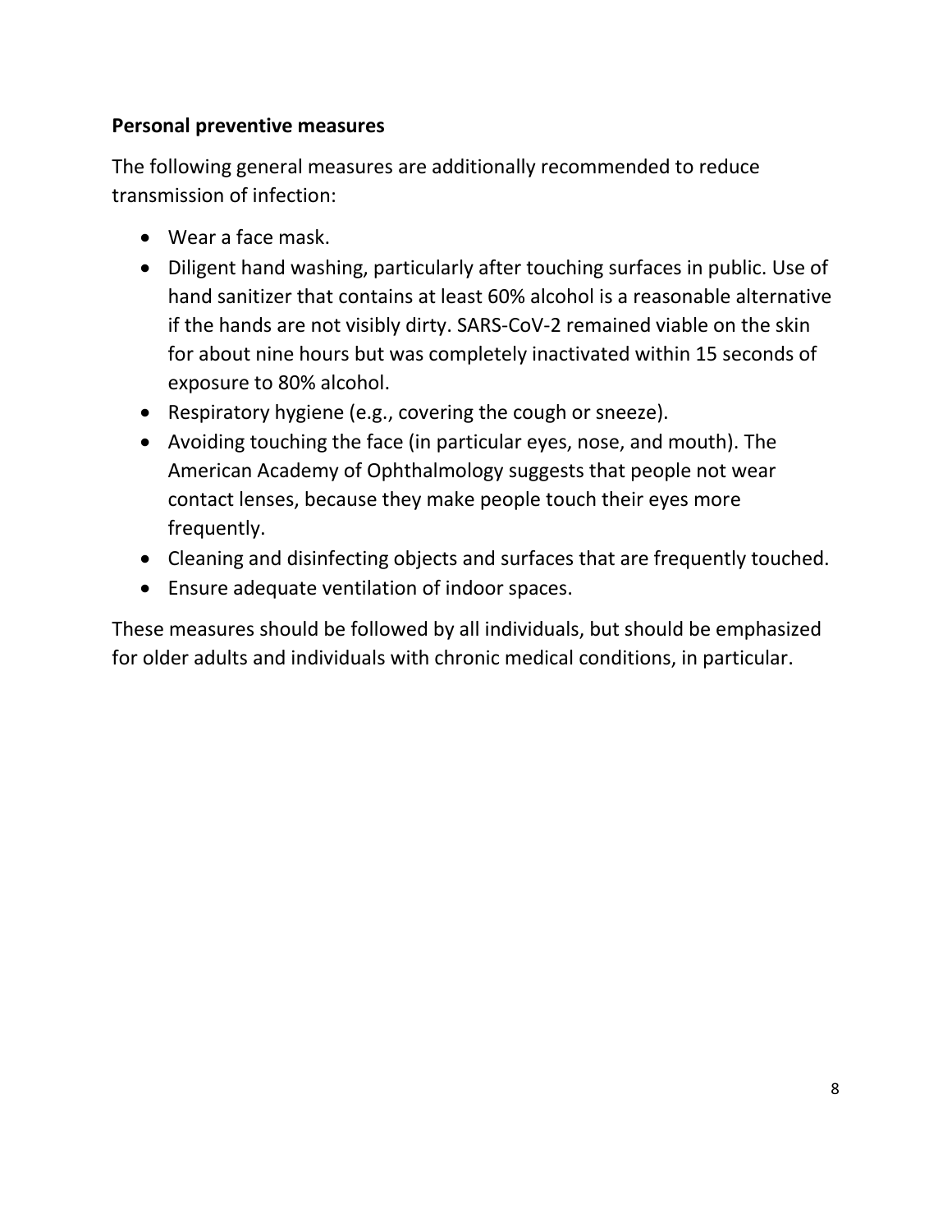**Personal preventive measures**

The following general measures are additionally recommended to reduce transmission of infection:

- Wear a face mask.
- Diligent hand washing, particularly after touching surfaces in public. Use of hand sanitizer that contains at least 60% alcohol is a reasonable alternative if the hands are not visibly dirty. SARS-CoV-2 remained viable on the skin for about nine hours but was completely inactivated within 15 seconds of exposure to 80% alcohol.
- Respiratory hygiene (e.g., covering the cough or sneeze).
- Avoiding touching the face (in particular eyes, nose, and mouth). The American Academy of Ophthalmology suggests that people not wear contact lenses, because they make people touch their eyes more frequently.
- Cleaning and disinfecting objects and surfaces that are frequently touched.
- Ensure adequate ventilation of indoor spaces.

These measures should be followed by all individuals, but should be emphasized for older adults and individuals with chronic medical conditions, in particular.